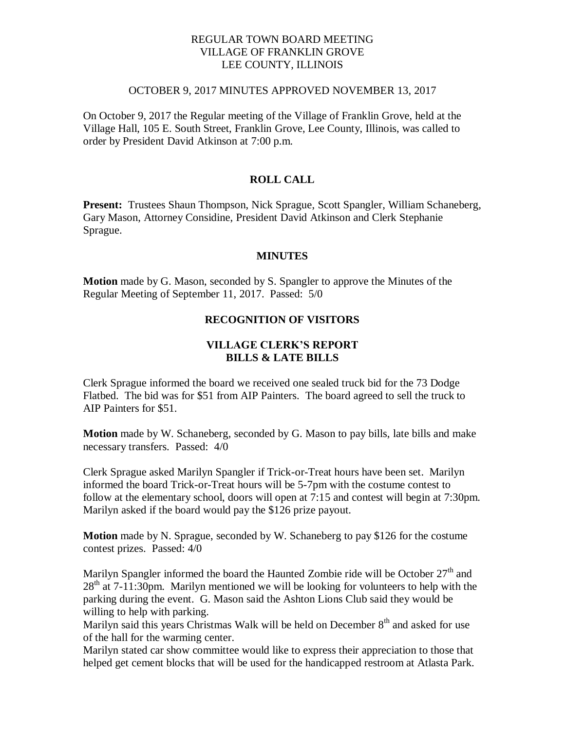# REGULAR TOWN BOARD MEETING
# VILLAGE OF FRANKLIN GROVE
# LEE COUNTY, ILLINOIS

OCTOBER 9, 2017 MINUTES APPROVED NOVEMBER 13, 2017

On October 9, 2017 the Regular meeting of the Village of Franklin Grove, held at the Village Hall, 105 E. South Street, Franklin Grove, Lee County, Illinois, was called to order by President David Atkinson at 7:00 p.m.

## ROLL CALL

**Present:** Trustees Shaun Thompson, Nick Sprague, Scott Spangler, William Schaneberg, Gary Mason, Attorney Considine, President David Atkinson and Clerk Stephanie Sprague.

## MINUTES

**Motion** made by G. Mason, seconded by S. Spangler to approve the Minutes of the Regular Meeting of September 11, 2017. Passed: 5/0

## RECOGNITION OF VISITORS

## VILLAGE CLERK'S REPORT
## BILLS & LATE BILLS

Clerk Sprague informed the board we received one sealed truck bid for the 73 Dodge Flatbed. The bid was for $51 from AIP Painters. The board agreed to sell the truck to AIP Painters for $51.

**Motion** made by W. Schaneberg, seconded by G. Mason to pay bills, late bills and make necessary transfers. Passed: 4/0

Clerk Sprague asked Marilyn Spangler if Trick-or-Treat hours have been set. Marilyn informed the board Trick-or-Treat hours will be 5-7pm with the costume contest to follow at the elementary school, doors will open at 7:15 and contest will begin at 7:30pm. Marilyn asked if the board would pay the $126 prize payout.

**Motion** made by N. Sprague, seconded by W. Schaneberg to pay $126 for the costume contest prizes. Passed: 4/0

Marilyn Spangler informed the board the Haunted Zombie ride will be October 27th and 28th at 7-11:30pm. Marilyn mentioned we will be looking for volunteers to help with the parking during the event. G. Mason said the Ashton Lions Club said they would be willing to help with parking.

Marilyn said this years Christmas Walk will be held on December 8th and asked for use of the hall for the warming center.

Marilyn stated car show committee would like to express their appreciation to those that helped get cement blocks that will be used for the handicapped restroom at Atlasta Park.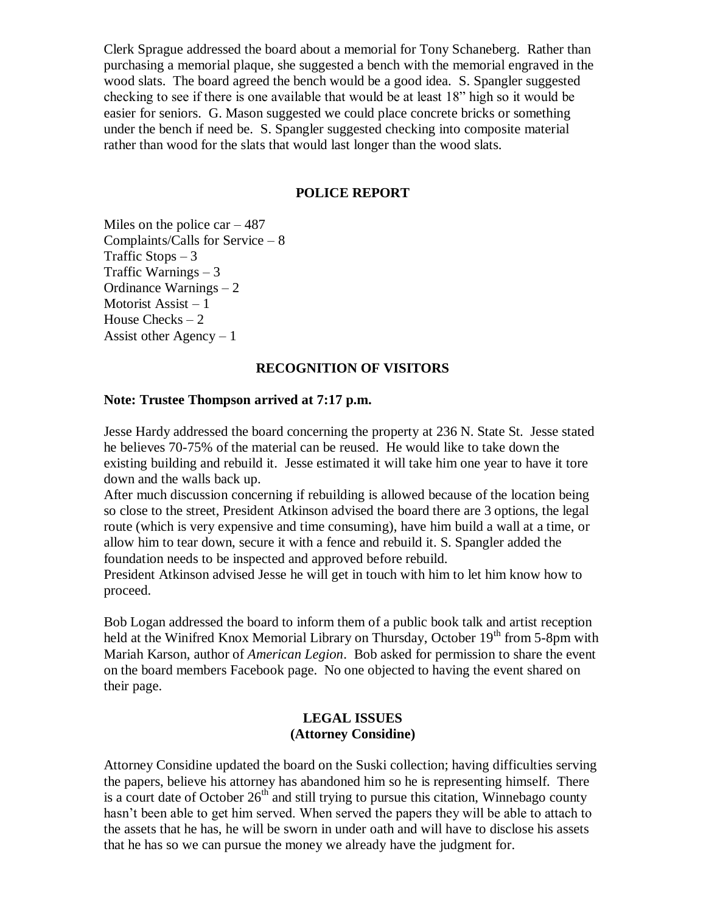Clerk Sprague addressed the board about a memorial for Tony Schaneberg. Rather than purchasing a memorial plaque, she suggested a bench with the memorial engraved in the wood slats. The board agreed the bench would be a good idea. S. Spangler suggested checking to see if there is one available that would be at least 18" high so it would be easier for seniors. G. Mason suggested we could place concrete bricks or something under the bench if need be. S. Spangler suggested checking into composite material rather than wood for the slats that would last longer than the wood slats.

## POLICE REPORT

Miles on the police car – 487
Complaints/Calls for Service – 8
Traffic Stops – 3
Traffic Warnings – 3
Ordinance Warnings – 2
Motorist Assist – 1
House Checks – 2
Assist other Agency – 1

## RECOGNITION OF VISITORS

**Note: Trustee Thompson arrived at 7:17 p.m.**

Jesse Hardy addressed the board concerning the property at 236 N. State St. Jesse stated he believes 70-75% of the material can be reused. He would like to take down the existing building and rebuild it. Jesse estimated it will take him one year to have it tore down and the walls back up.
After much discussion concerning if rebuilding is allowed because of the location being so close to the street, President Atkinson advised the board there are 3 options, the legal route (which is very expensive and time consuming), have him build a wall at a time, or allow him to tear down, secure it with a fence and rebuild it. S. Spangler added the foundation needs to be inspected and approved before rebuild.
President Atkinson advised Jesse he will get in touch with him to let him know how to proceed.

Bob Logan addressed the board to inform them of a public book talk and artist reception held at the Winifred Knox Memorial Library on Thursday, October 19th from 5-8pm with Mariah Karson, author of *American Legion*. Bob asked for permission to share the event on the board members Facebook page. No one objected to having the event shared on their page.

## LEGAL ISSUES
## (Attorney Considine)

Attorney Considine updated the board on the Suski collection; having difficulties serving the papers, believe his attorney has abandoned him so he is representing himself. There is a court date of October 26th and still trying to pursue this citation, Winnebago county hasn't been able to get him served. When served the papers they will be able to attach to the assets that he has, he will be sworn in under oath and will have to disclose his assets that he has so we can pursue the money we already have the judgment for.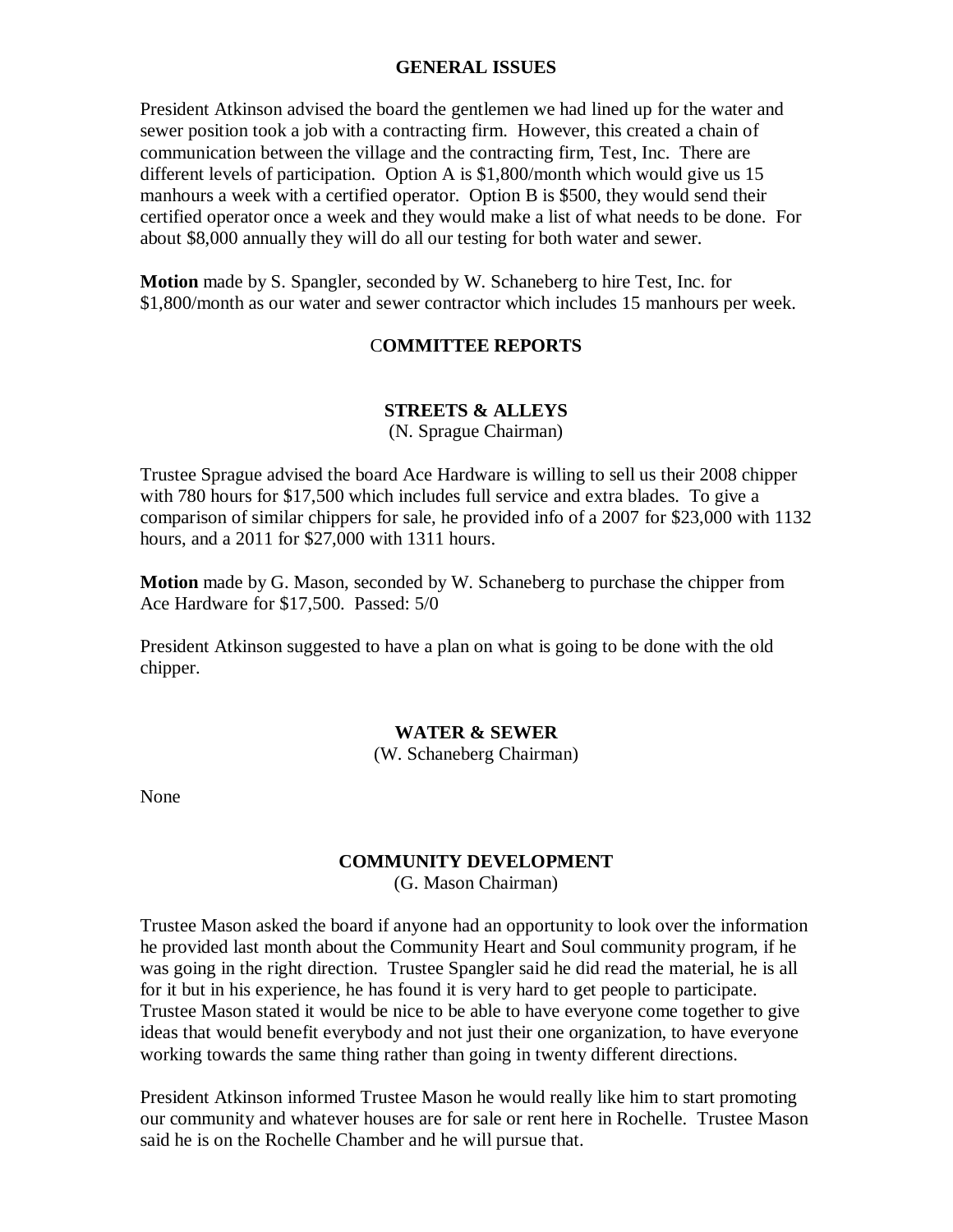## GENERAL ISSUES

President Atkinson advised the board the gentlemen we had lined up for the water and sewer position took a job with a contracting firm. However, this created a chain of communication between the village and the contracting firm, Test, Inc. There are different levels of participation. Option A is $1,800/month which would give us 15 manhours a week with a certified operator. Option B is $500, they would send their certified operator once a week and they would make a list of what needs to be done. For about $8,000 annually they will do all our testing for both water and sewer.

**Motion** made by S. Spangler, seconded by W. Schaneberg to hire Test, Inc. for $1,800/month as our water and sewer contractor which includes 15 manhours per week.

## COMMITTEE REPORTS

### STREETS & ALLEYS

(N. Sprague Chairman)

Trustee Sprague advised the board Ace Hardware is willing to sell us their 2008 chipper with 780 hours for $17,500 which includes full service and extra blades. To give a comparison of similar chippers for sale, he provided info of a 2007 for $23,000 with 1132 hours, and a 2011 for $27,000 with 1311 hours.

**Motion** made by G. Mason, seconded by W. Schaneberg to purchase the chipper from Ace Hardware for $17,500. Passed: 5/0

President Atkinson suggested to have a plan on what is going to be done with the old chipper.

### WATER & SEWER

(W. Schaneberg Chairman)

None

### COMMUNITY DEVELOPMENT

(G. Mason Chairman)

Trustee Mason asked the board if anyone had an opportunity to look over the information he provided last month about the Community Heart and Soul community program, if he was going in the right direction. Trustee Spangler said he did read the material, he is all for it but in his experience, he has found it is very hard to get people to participate. Trustee Mason stated it would be nice to be able to have everyone come together to give ideas that would benefit everybody and not just their one organization, to have everyone working towards the same thing rather than going in twenty different directions.

President Atkinson informed Trustee Mason he would really like him to start promoting our community and whatever houses are for sale or rent here in Rochelle. Trustee Mason said he is on the Rochelle Chamber and he will pursue that.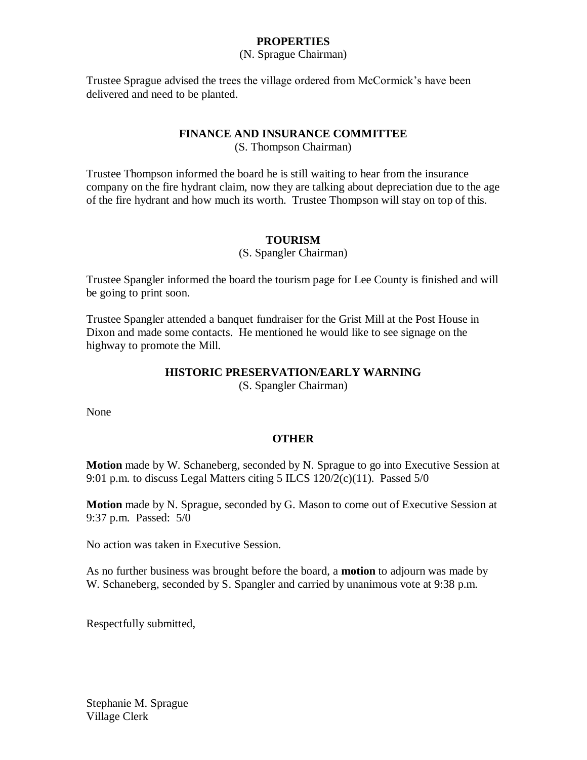## PROPERTIES

(N. Sprague Chairman)

Trustee Sprague advised the trees the village ordered from McCormick's have been delivered and need to be planted.

## FINANCE AND INSURANCE COMMITTEE

(S. Thompson Chairman)

Trustee Thompson informed the board he is still waiting to hear from the insurance company on the fire hydrant claim, now they are talking about depreciation due to the age of the fire hydrant and how much its worth. Trustee Thompson will stay on top of this.

## TOURISM

(S. Spangler Chairman)

Trustee Spangler informed the board the tourism page for Lee County is finished and will be going to print soon.

Trustee Spangler attended a banquet fundraiser for the Grist Mill at the Post House in Dixon and made some contacts. He mentioned he would like to see signage on the highway to promote the Mill.

## HISTORIC PRESERVATION/EARLY WARNING

(S. Spangler Chairman)

None

## OTHER

**Motion** made by W. Schaneberg, seconded by N. Sprague to go into Executive Session at 9:01 p.m. to discuss Legal Matters citing 5 ILCS 120/2(c)(11). Passed 5/0

**Motion** made by N. Sprague, seconded by G. Mason to come out of Executive Session at 9:37 p.m. Passed: 5/0

No action was taken in Executive Session.

As no further business was brought before the board, a **motion** to adjourn was made by W. Schaneberg, seconded by S. Spangler and carried by unanimous vote at 9:38 p.m.

Respectfully submitted,

Stephanie M. Sprague
Village Clerk